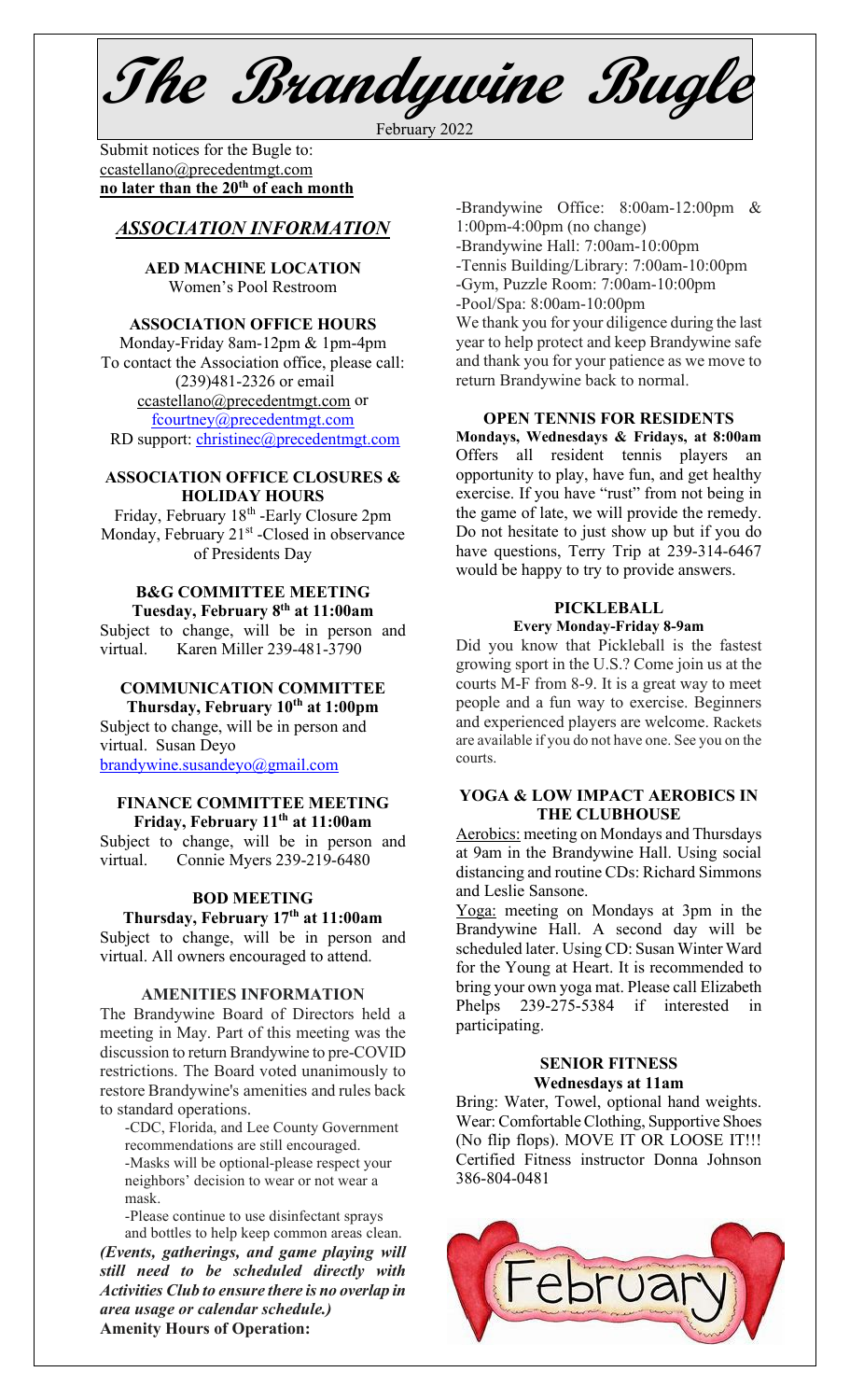# The Brandywine Bugle

February 2022

Submit notices for the Bugle to:
ccastellano@precedentmgt.com
**no later than the 20th of each month**

## *ASSOCIATION INFORMATION*

**AED MACHINE LOCATION**
Women's Pool Restroom

**ASSOCIATION OFFICE HOURS**
Monday-Friday 8am-12pm & 1pm-4pm
To contact the Association office, please call: (239)481-2326 or email ccastellano@precedentmgt.com or fcourtney@precedentmgt.com
RD support: christinec@precedentmgt.com

**ASSOCIATION OFFICE CLOSURES & HOLIDAY HOURS**
Friday, February 18th -Early Closure 2pm
Monday, February 21st -Closed in observance of Presidents Day

**B&G COMMITTEE MEETING**
**Tuesday, February 8th at 11:00am**
Subject to change, will be in person and virtual. Karen Miller 239-481-3790

**COMMUNICATION COMMITTEE**
**Thursday, February 10th at 1:00pm**
Subject to change, will be in person and virtual. Susan Deyo
brandywine.susandeyo@gmail.com

**FINANCE COMMITTEE MEETING**
**Friday, February 11th at 11:00am**
Subject to change, will be in person and virtual. Connie Myers 239-219-6480

**BOD MEETING**
**Thursday, February 17th at 11:00am**
Subject to change, will be in person and virtual. All owners encouraged to attend.

**AMENITIES INFORMATION**
The Brandywine Board of Directors held a meeting in May. Part of this meeting was the discussion to return Brandywine to pre-COVID restrictions. The Board voted unanimously to restore Brandywine's amenities and rules back to standard operations.

-CDC, Florida, and Lee County Government recommendations are still encouraged.
-Masks will be optional-please respect your neighbors' decision to wear or not wear a mask.
-Please continue to use disinfectant sprays and bottles to help keep common areas clean.

***(Events, gatherings, and game playing will still need to be scheduled directly with Activities Club to ensure there is no overlap in area usage or calendar schedule.)***

**Amenity Hours of Operation:**

-Brandywine Office: 8:00am-12:00pm & 1:00pm-4:00pm (no change)
-Brandywine Hall: 7:00am-10:00pm
-Tennis Building/Library: 7:00am-10:00pm
-Gym, Puzzle Room: 7:00am-10:00pm
-Pool/Spa: 8:00am-10:00pm

We thank you for your diligence during the last year to help protect and keep Brandywine safe and thank you for your patience as we move to return Brandywine back to normal.

**OPEN TENNIS FOR RESIDENTS**
**Mondays, Wednesdays & Fridays, at 8:00am** Offers all resident tennis players an opportunity to play, have fun, and get healthy exercise. If you have "rust" from not being in the game of late, we will provide the remedy. Do not hesitate to just show up but if you do have questions, Terry Trip at 239-314-6467 would be happy to try to provide answers.

**PICKLEBALL**
**Every Monday-Friday 8-9am**
Did you know that Pickleball is the fastest growing sport in the U.S.? Come join us at the courts M-F from 8-9. It is a great way to meet people and a fun way to exercise. Beginners and experienced players are welcome. Rackets are available if you do not have one. See you on the courts.

**YOGA & LOW IMPACT AEROBICS IN THE CLUBHOUSE**
Aerobics: meeting on Mondays and Thursdays at 9am in the Brandywine Hall. Using social distancing and routine CDs: Richard Simmons and Leslie Sansone.

Yoga: meeting on Mondays at 3pm in the Brandywine Hall. A second day will be scheduled later. Using CD: Susan Winter Ward for the Young at Heart. It is recommended to bring your own yoga mat. Please call Elizabeth Phelps 239-275-5384 if interested in participating.

**SENIOR FITNESS**
**Wednesdays at 11am**
Bring: Water, Towel, optional hand weights. Wear: Comfortable Clothing, Supportive Shoes (No flip flops). MOVE IT OR LOOSE IT!!! Certified Fitness instructor Donna Johnson 386-804-0481

February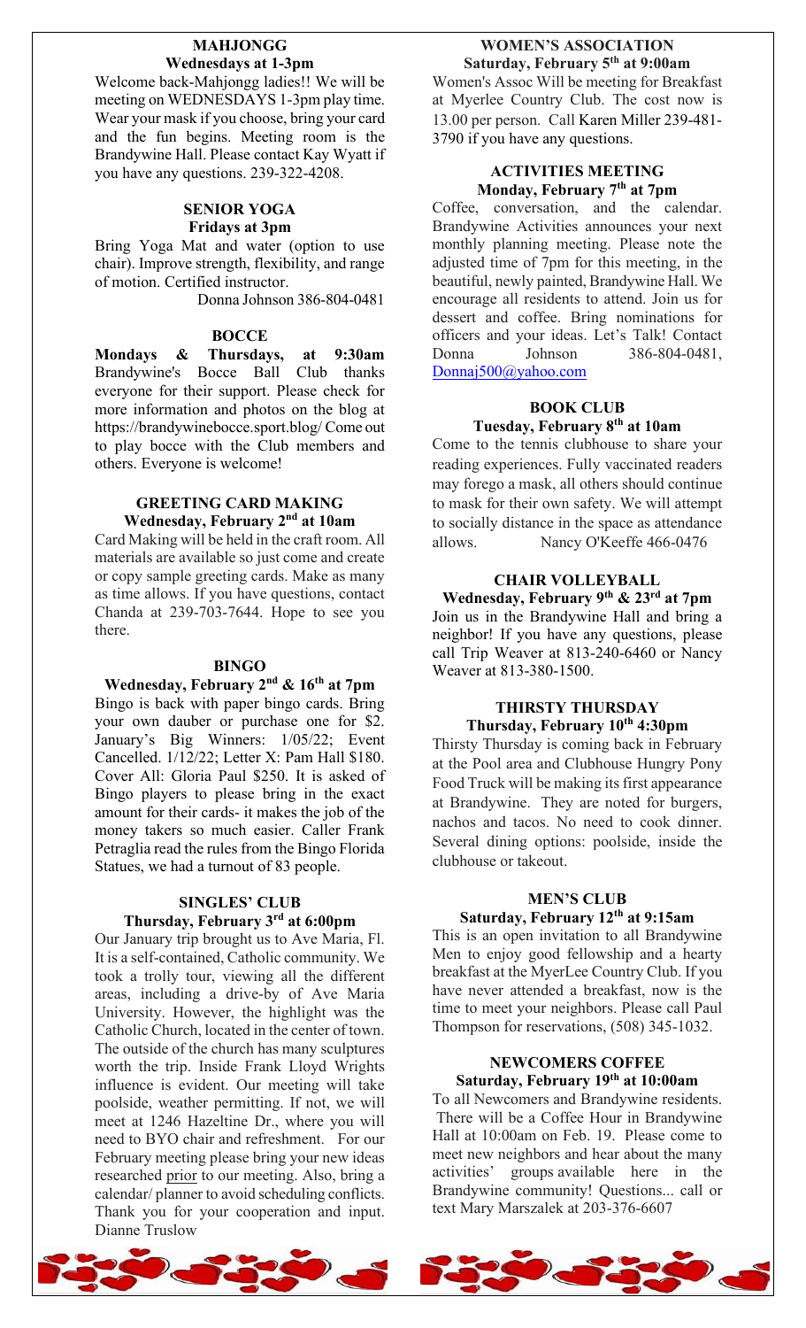## MAHJONGG

**Wednesdays at 1-3pm**

Welcome back-Mahjongg ladies!! We will be meeting on WEDNESDAYS 1-3pm play time. Wear your mask if you choose, bring your card and the fun begins. Meeting room is the Brandywine Hall. Please contact Kay Wyatt if you have any questions. 239-322-4208.

## SENIOR YOGA

**Fridays at 3pm**

Bring Yoga Mat and water (option to use chair). Improve strength, flexibility, and range of motion. Certified instructor.

Donna Johnson 386-804-0481

## BOCCE

**Mondays & Thursdays, at 9:30am**

Brandywine's Bocce Ball Club thanks everyone for their support. Please check for more information and photos on the blog at https://brandywinebocce.sport.blog/ Come out to play bocce with the Club members and others. Everyone is welcome!

## GREETING CARD MAKING

**Wednesday, February 2nd at 10am**

Card Making will be held in the craft room. All materials are available so just come and create or copy sample greeting cards. Make as many as time allows. If you have questions, contact Chanda at 239-703-7644. Hope to see you there.

## BINGO

**Wednesday, February 2nd & 16th at 7pm**

Bingo is back with paper bingo cards. Bring your own dauber or purchase one for $2. January's Big Winners: 1/05/22; Event Cancelled. 1/12/22; Letter X: Pam Hall $180. Cover All: Gloria Paul $250. It is asked of Bingo players to please bring in the exact amount for their cards- it makes the job of the money takers so much easier. Caller Frank Petraglia read the rules from the Bingo Florida Statues, we had a turnout of 83 people.

## SINGLES' CLUB

**Thursday, February 3rd at 6:00pm**

Our January trip brought us to Ave Maria, Fl. It is a self-contained, Catholic community. We took a trolly tour, viewing all the different areas, including a drive-by of Ave Maria University. However, the highlight was the Catholic Church, located in the center of town. The outside of the church has many sculptures worth the trip. Inside Frank Lloyd Wrights influence is evident. Our meeting will take poolside, weather permitting. If not, we will meet at 1246 Hazeltine Dr., where you will need to BYO chair and refreshment. For our February meeting please bring your new ideas researched prior to our meeting. Also, bring a calendar/ planner to avoid scheduling conflicts. Thank you for your cooperation and input. Dianne Truslow

## WOMEN'S ASSOCIATION

**Saturday, February 5th at 9:00am**

Women's Assoc Will be meeting for Breakfast at Myerlee Country Club. The cost now is 13.00 per person. Call Karen Miller 239-481-3790 if you have any questions.

## ACTIVITIES MEETING

**Monday, February 7th at 7pm**

Coffee, conversation, and the calendar. Brandywine Activities announces your next monthly planning meeting. Please note the adjusted time of 7pm for this meeting, in the beautiful, newly painted, Brandywine Hall. We encourage all residents to attend. Join us for dessert and coffee. Bring nominations for officers and your ideas. Let's Talk! Contact Donna Johnson 386-804-0481, Donnaj500@yahoo.com

## BOOK CLUB

**Tuesday, February 8th at 10am**

Come to the tennis clubhouse to share your reading experiences. Fully vaccinated readers may forego a mask, all others should continue to mask for their own safety. We will attempt to socially distance in the space as attendance allows. Nancy O'Keeffe 466-0476

## CHAIR VOLLEYBALL

**Wednesday, February 9th & 23rd at 7pm**

Join us in the Brandywine Hall and bring a neighbor! If you have any questions, please call Trip Weaver at 813-240-6460 or Nancy Weaver at 813-380-1500.

## THIRSTY THURSDAY

**Thursday, February 10th 4:30pm**

Thirsty Thursday is coming back in February at the Pool area and Clubhouse Hungry Pony Food Truck will be making its first appearance at Brandywine. They are noted for burgers, nachos and tacos. No need to cook dinner. Several dining options: poolside, inside the clubhouse or takeout.

## MEN'S CLUB

**Saturday, February 12th at 9:15am**

This is an open invitation to all Brandywine Men to enjoy good fellowship and a hearty breakfast at the MyerLee Country Club. If you have never attended a breakfast, now is the time to meet your neighbors. Please call Paul Thompson for reservations, (508) 345-1032.

## NEWCOMERS COFFEE

**Saturday, February 19th at 10:00am**

To all Newcomers and Brandywine residents. There will be a Coffee Hour in Brandywine Hall at 10:00am on Feb. 19. Please come to meet new neighbors and hear about the many activities' groups available here in the Brandywine community! Questions... call or text Mary Marszalek at 203-376-6607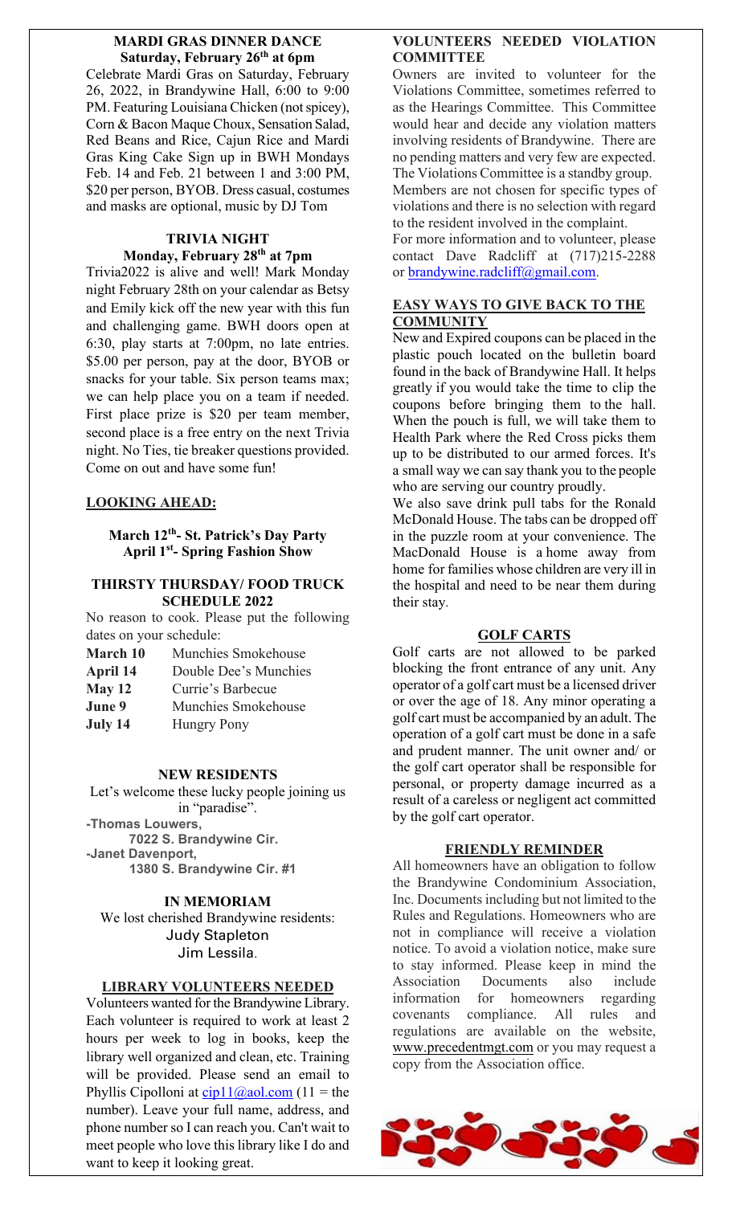## MARDI GRAS DINNER DANCE
**Saturday, February 26th at 6pm**

Celebrate Mardi Gras on Saturday, February 26, 2022, in Brandywine Hall, 6:00 to 9:00 PM. Featuring Louisiana Chicken (not spicey), Corn & Bacon Maque Choux, Sensation Salad, Red Beans and Rice, Cajun Rice and Mardi Gras King Cake Sign up in BWH Mondays Feb. 14 and Feb. 21 between 1 and 3:00 PM, $20 per person, BYOB. Dress casual, costumes and masks are optional, music by DJ Tom

## TRIVIA NIGHT
**Monday, February 28th at 7pm**

Trivia2022 is alive and well! Mark Monday night February 28th on your calendar as Betsy and Emily kick off the new year with this fun and challenging game. BWH doors open at 6:30, play starts at 7:00pm, no late entries. $5.00 per person, pay at the door, BYOB or snacks for your table. Six person teams max; we can help place you on a team if needed. First place prize is $20 per team member, second place is a free entry on the next Trivia night. No Ties, tie breaker questions provided. Come on out and have some fun!

## LOOKING AHEAD:

**March 12th- St. Patrick's Day Party**
**April 1st- Spring Fashion Show**

## THIRSTY THURSDAY/ FOOD TRUCK SCHEDULE 2022

No reason to cook. Please put the following dates on your schedule:

| | |
|---|---|
| **March 10** | Munchies Smokehouse |
| **April 14** | Double Dee's Munchies |
| **May 12** | Currie's Barbecue |
| **June 9** | Munchies Smokehouse |
| **July 14** | Hungry Pony |

## NEW RESIDENTS

Let's welcome these lucky people joining us in "paradise".

**-Thomas Louwers,**
**7022 S. Brandywine Cir.**
**-Janet Davenport,**
**1380 S. Brandywine Cir. #1**

## IN MEMORIAM

We lost cherished Brandywine residents:
Judy Stapleton
Jim Lessila.

## LIBRARY VOLUNTEERS NEEDED

Volunteers wanted for the Brandywine Library. Each volunteer is required to work at least 2 hours per week to log in books, keep the library well organized and clean, etc. Training will be provided. Please send an email to Phyllis Cipolloni at cip11@aol.com (11 = the number). Leave your full name, address, and phone number so I can reach you. Can't wait to meet people who love this library like I do and want to keep it looking great.

## VOLUNTEERS NEEDED VIOLATION COMMITTEE

Owners are invited to volunteer for the Violations Committee, sometimes referred to as the Hearings Committee. This Committee would hear and decide any violation matters involving residents of Brandywine. There are no pending matters and very few are expected. The Violations Committee is a standby group. Members are not chosen for specific types of violations and there is no selection with regard to the resident involved in the complaint.
For more information and to volunteer, please contact Dave Radcliff at (717)215-2288 or brandywine.radcliff@gmail.com.

## EASY WAYS TO GIVE BACK TO THE COMMUNITY

New and Expired coupons can be placed in the plastic pouch located on the bulletin board found in the back of Brandywine Hall. It helps greatly if you would take the time to clip the coupons before bringing them to the hall. When the pouch is full, we will take them to Health Park where the Red Cross picks them up to be distributed to our armed forces. It's a small way we can say thank you to the people who are serving our country proudly.

We also save drink pull tabs for the Ronald McDonald House. The tabs can be dropped off in the puzzle room at your convenience. The MacDonald House is a home away from home for families whose children are very ill in the hospital and need to be near them during their stay.

## GOLF CARTS

Golf carts are not allowed to be parked blocking the front entrance of any unit. Any operator of a golf cart must be a licensed driver or over the age of 18. Any minor operating a golf cart must be accompanied by an adult. The operation of a golf cart must be done in a safe and prudent manner. The unit owner and/ or the golf cart operator shall be responsible for personal, or property damage incurred as a result of a careless or negligent act committed by the golf cart operator.

## FRIENDLY REMINDER

All homeowners have an obligation to follow the Brandywine Condominium Association, Inc. Documents including but not limited to the Rules and Regulations. Homeowners who are not in compliance will receive a violation notice. To avoid a violation notice, make sure to stay informed. Please keep in mind the Association Documents also include information for homeowners regarding covenants compliance. All rules and regulations are available on the website, www.precedentmgt.com or you may request a copy from the Association office.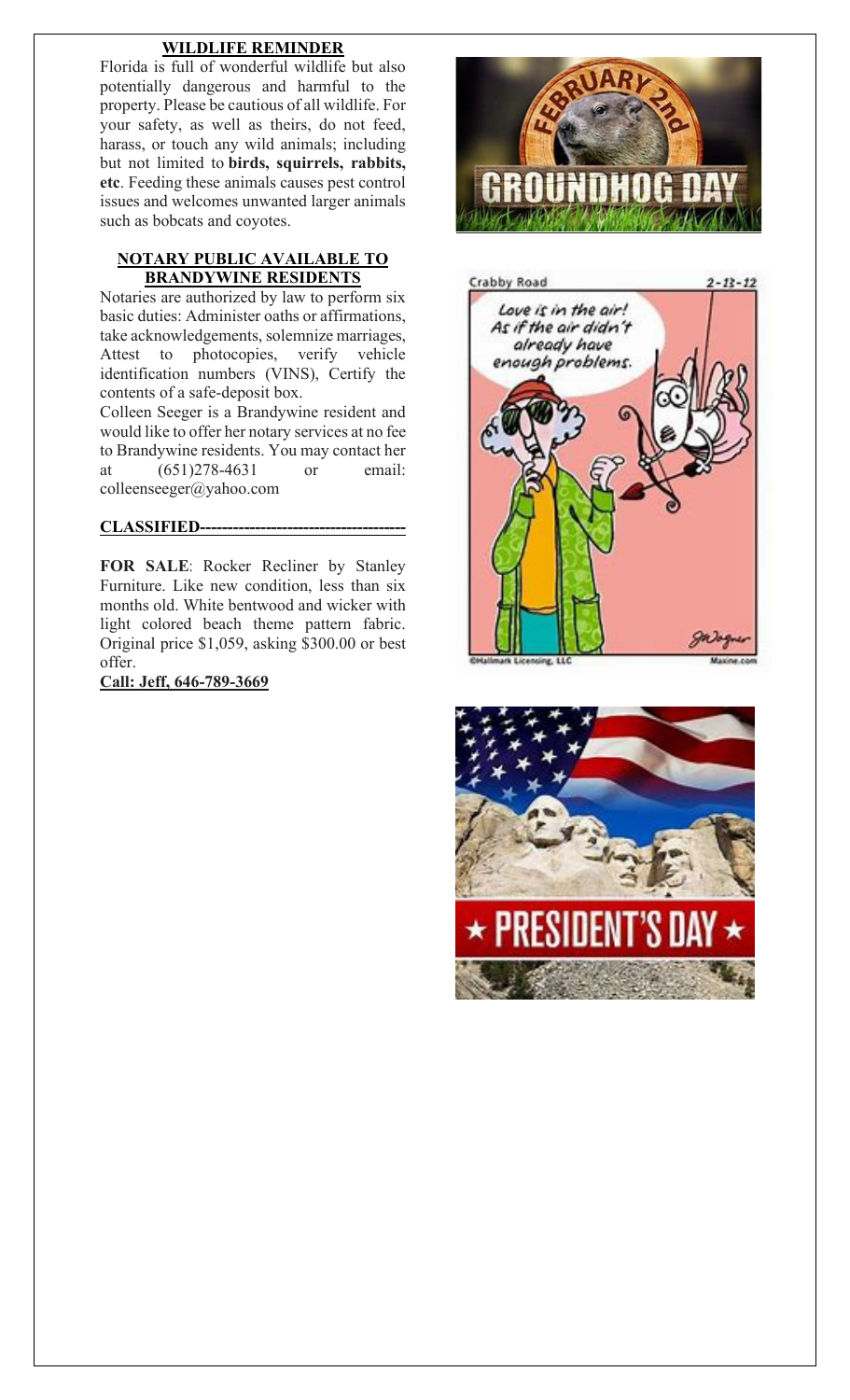## WILDLIFE REMINDER

Florida is full of wonderful wildlife but also potentially dangerous and harmful to the property. Please be cautious of all wildlife. For your safety, as well as theirs, do not feed, harass, or touch any wild animals; including but not limited to **birds, squirrels, rabbits, etc**. Feeding these animals causes pest control issues and welcomes unwanted larger animals such as bobcats and coyotes.

## NOTARY PUBLIC AVAILABLE TO BRANDYWINE RESIDENTS

Notaries are authorized by law to perform six basic duties: Administer oaths or affirmations, take acknowledgements, solemnize marriages, Attest to photocopies, verify vehicle identification numbers (VINS), Certify the contents of a safe-deposit box.

Colleen Seeger is a Brandywine resident and would like to offer her notary services at no fee to Brandywine residents. You may contact her at (651)278-4631 or email: colleenseeger@yahoo.com

## CLASSIFIED-------------------------------------

**FOR SALE**: Rocker Recliner by Stanley Furniture. Like new condition, less than six months old. White bentwood and wicker with light colored beach theme pattern fabric. Original price $1,059, asking $300.00 or best offer.

**Call: Jeff, 646-789-3669**